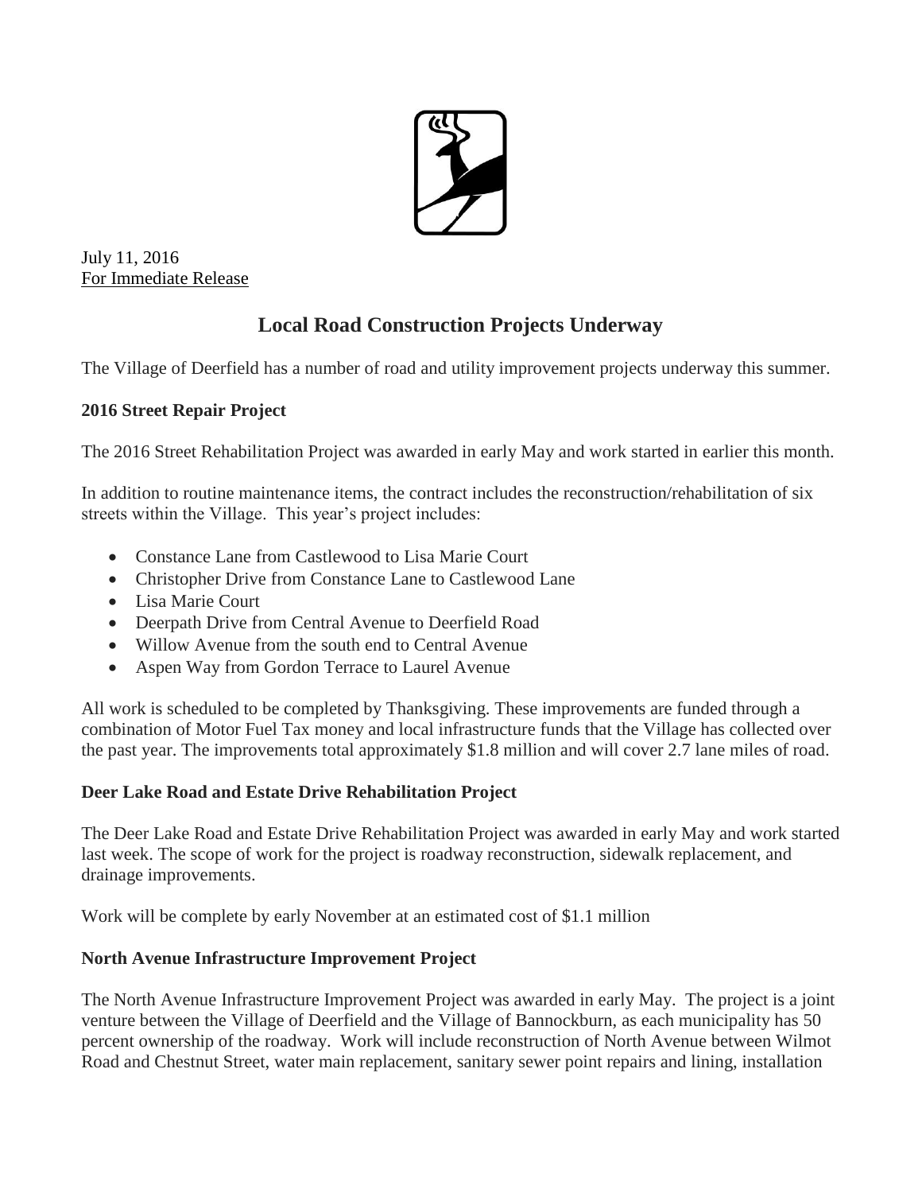July 11, 2016
For Immediate Release

# Local Road Construction Projects Underway

The Village of Deerfield has a number of road and utility improvement projects underway this summer.

### 2016 Street Repair Project

The 2016 Street Rehabilitation Project was awarded in early May and work started in earlier this month.

In addition to routine maintenance items, the contract includes the reconstruction/rehabilitation of six streets within the Village. This year's project includes:

- Constance Lane from Castlewood to Lisa Marie Court
- Christopher Drive from Constance Lane to Castlewood Lane
- Lisa Marie Court
- Deerpath Drive from Central Avenue to Deerfield Road
- Willow Avenue from the south end to Central Avenue
- Aspen Way from Gordon Terrace to Laurel Avenue

All work is scheduled to be completed by Thanksgiving. These improvements are funded through a combination of Motor Fuel Tax money and local infrastructure funds that the Village has collected over the past year. The improvements total approximately $1.8 million and will cover 2.7 lane miles of road.

### Deer Lake Road and Estate Drive Rehabilitation Project

The Deer Lake Road and Estate Drive Rehabilitation Project was awarded in early May and work started last week. The scope of work for the project is roadway reconstruction, sidewalk replacement, and drainage improvements.

Work will be complete by early November at an estimated cost of $1.1 million

### North Avenue Infrastructure Improvement Project

The North Avenue Infrastructure Improvement Project was awarded in early May. The project is a joint venture between the Village of Deerfield and the Village of Bannockburn, as each municipality has 50 percent ownership of the roadway. Work will include reconstruction of North Avenue between Wilmot Road and Chestnut Street, water main replacement, sanitary sewer point repairs and lining, installation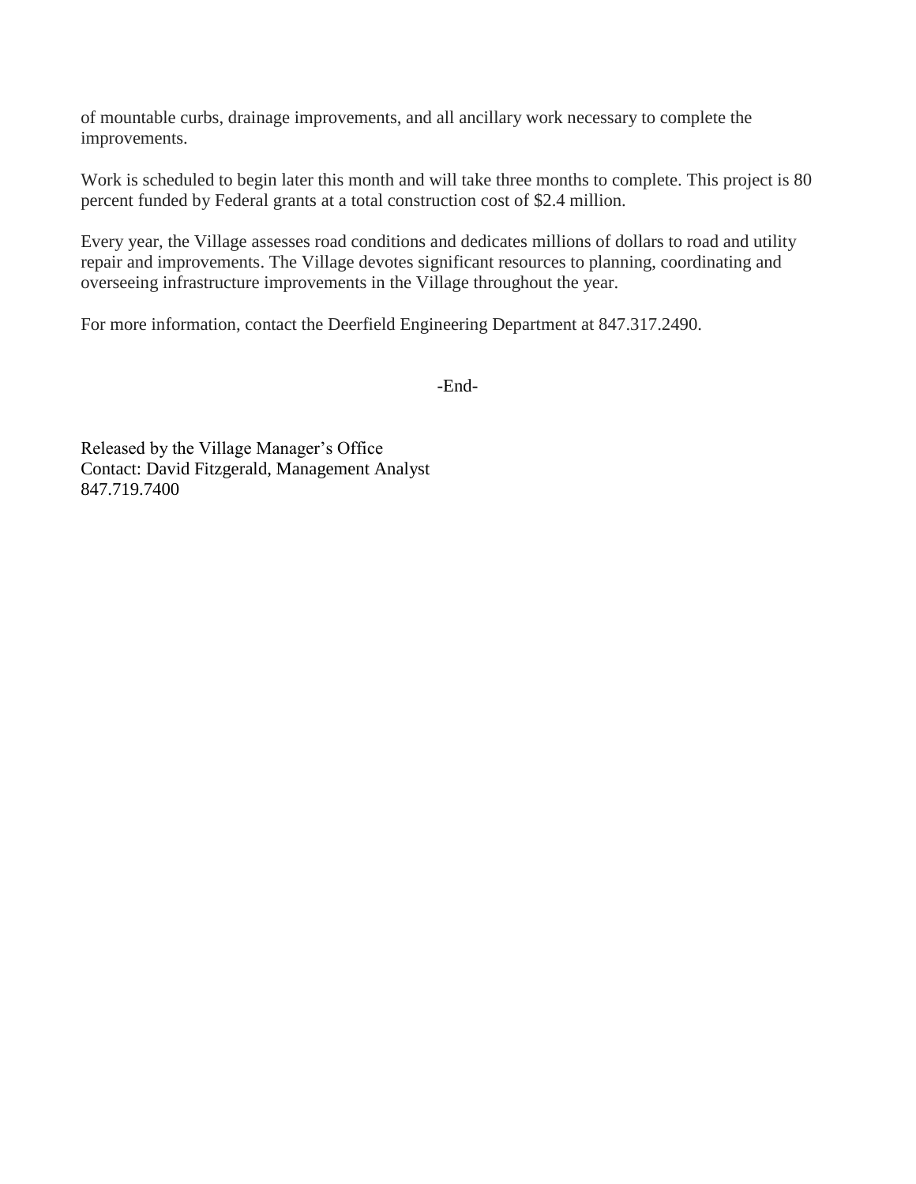of mountable curbs, drainage improvements, and all ancillary work necessary to complete the improvements.

Work is scheduled to begin later this month and will take three months to complete. This project is 80 percent funded by Federal grants at a total construction cost of $2.4 million.

Every year, the Village assesses road conditions and dedicates millions of dollars to road and utility repair and improvements. The Village devotes significant resources to planning, coordinating and overseeing infrastructure improvements in the Village throughout the year.

For more information, contact the Deerfield Engineering Department at 847.317.2490.

-End-

Released by the Village Manager's Office
Contact: David Fitzgerald, Management Analyst
847.719.7400